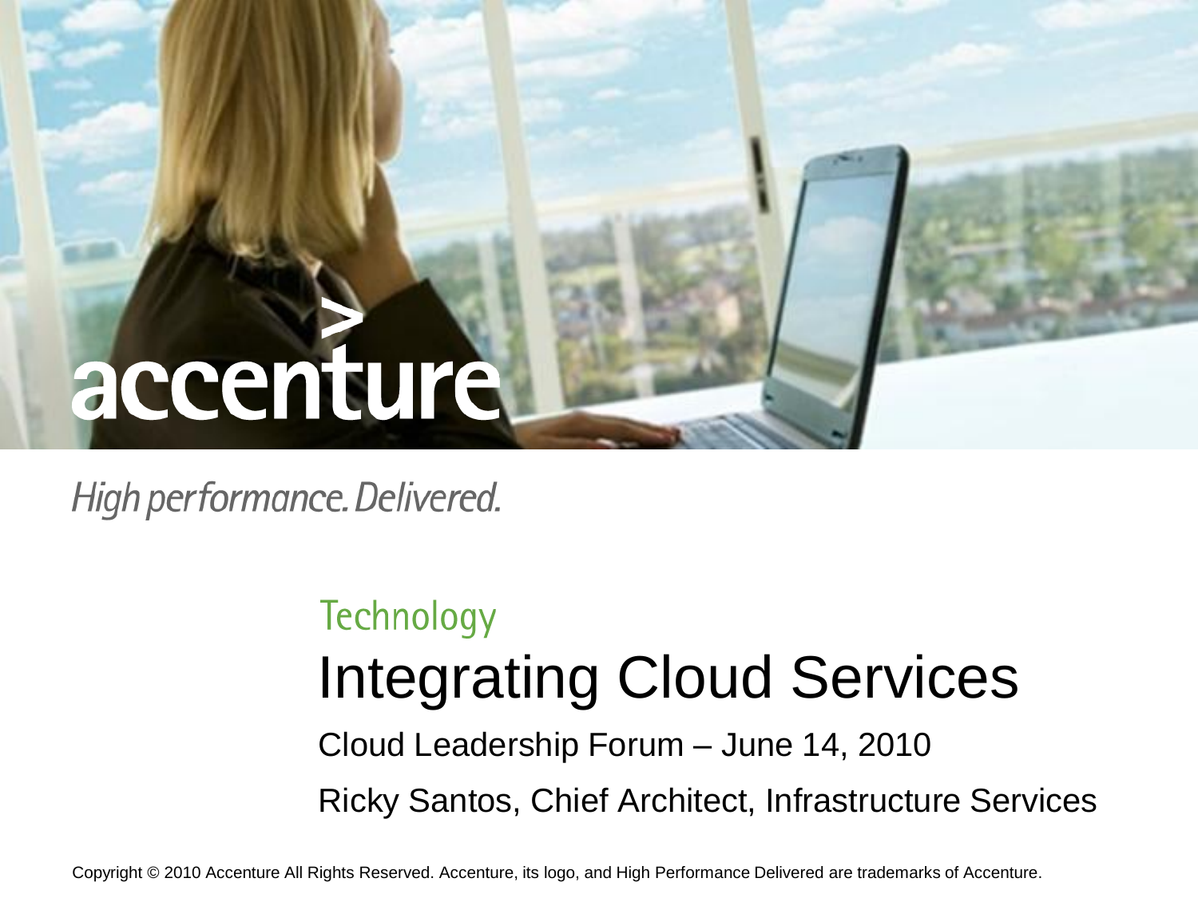accenture

*High performance. Delivered.*

Technology

# Integrating Cloud Services

Cloud Leadership Forum – June 14, 2010

Ricky Santos, Chief Architect, Infrastructure Services

Copyright © 2010 Accenture All Rights Reserved. Accenture, its logo, and High Performance Delivered are trademarks of Accenture.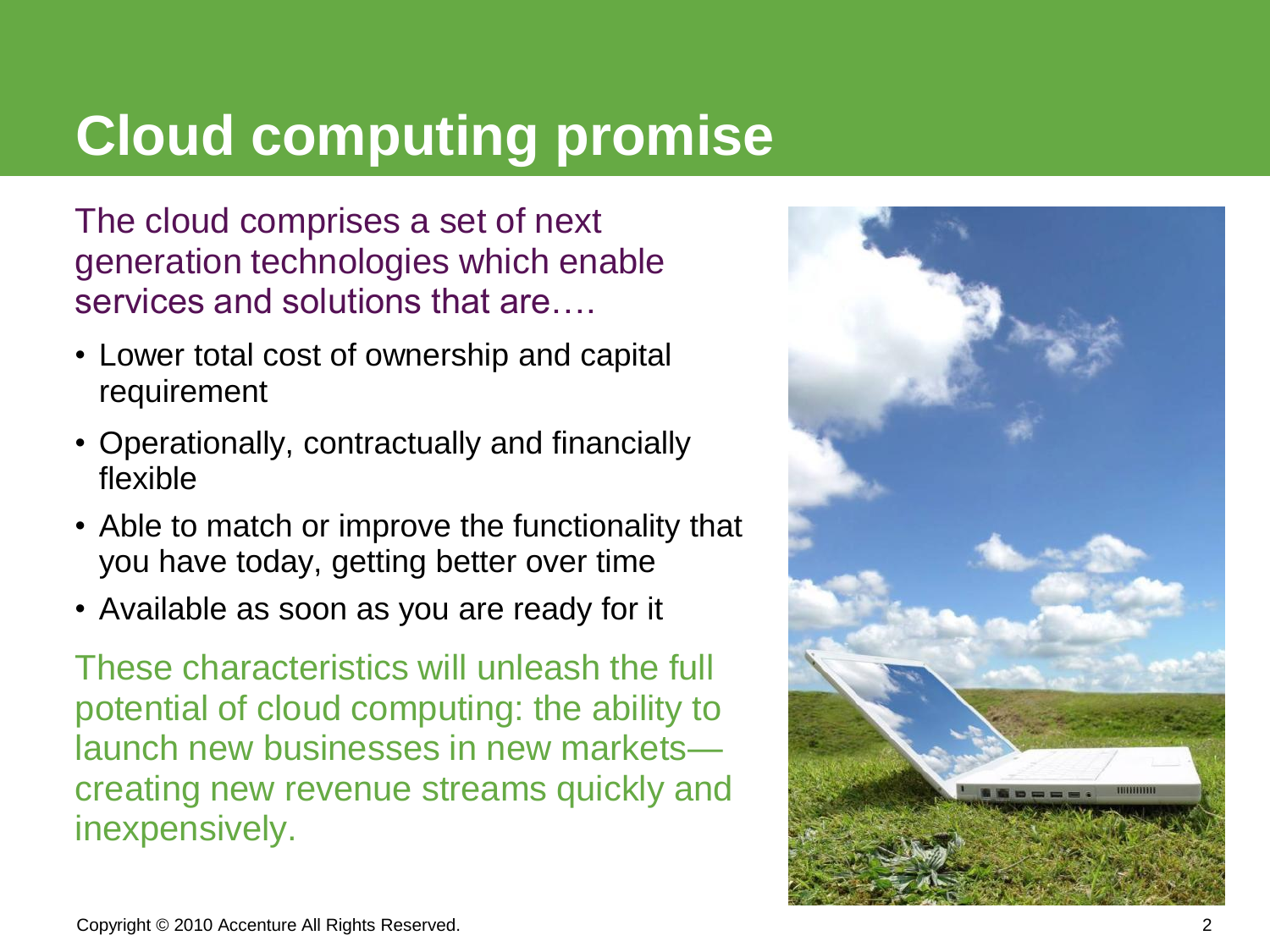# Cloud computing promise

The cloud comprises a set of next generation technologies which enable services and solutions that are….

- Lower total cost of ownership and capital requirement
- Operationally, contractually and financially flexible
- Able to match or improve the functionality that you have today, getting better over time
- Available as soon as you are ready for it

These characteristics will unleash the full potential of cloud computing: the ability to launch new businesses in new markets—creating new revenue streams quickly and inexpensively.

Copyright © 2010 Accenture All Rights Reserved.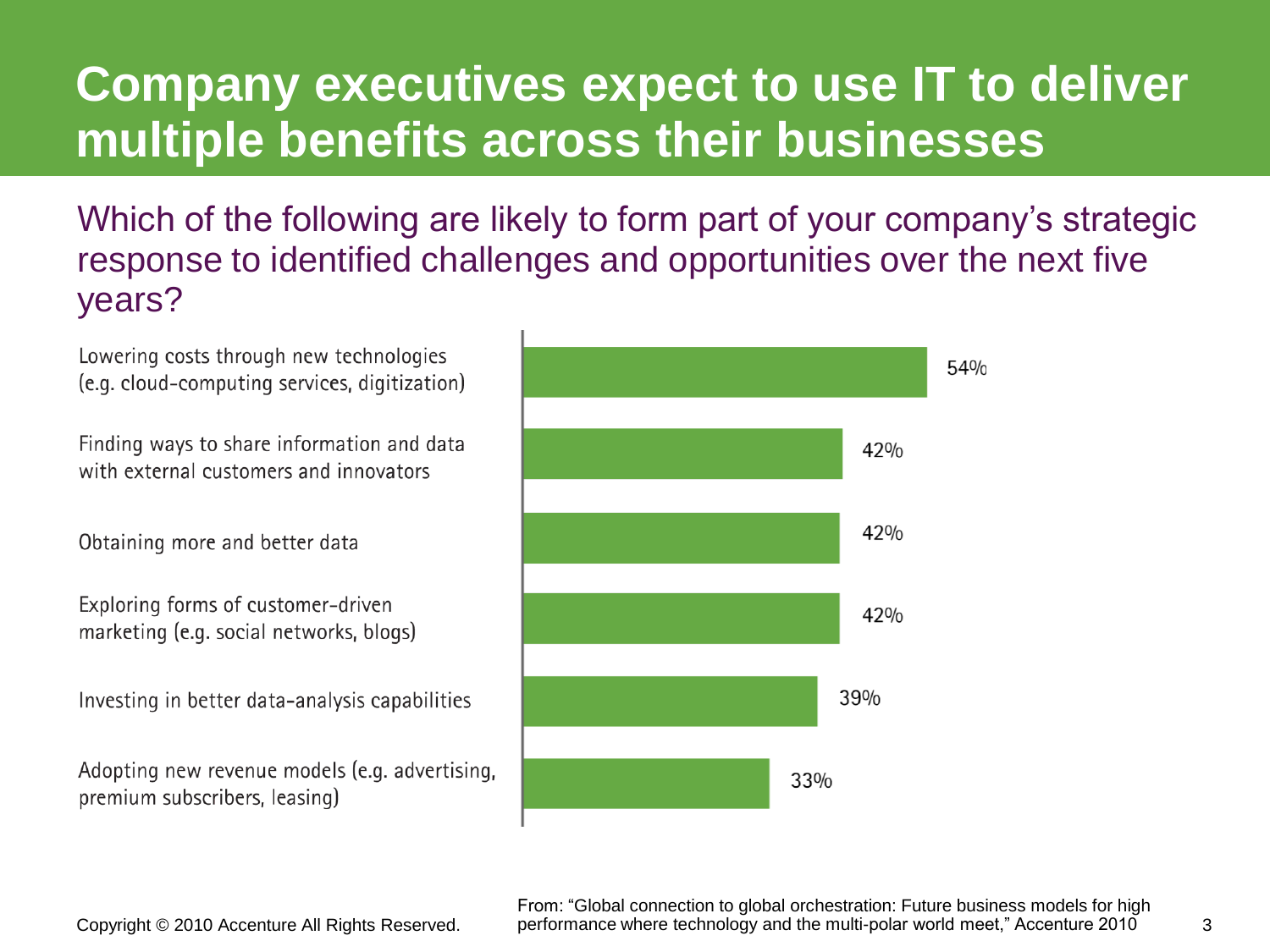# Company executives expect to use IT to deliver multiple benefits across their businesses

Which of the following are likely to form part of your company's strategic response to identified challenges and opportunities over the next five years?

| Response | Percentage |
| --- | --- |
| Lowering costs through new technologies (e.g. cloud-computing services, digitization) | 54% |
| Finding ways to share information and data with external customers and innovators | 42% |
| Obtaining more and better data | 42% |
| Exploring forms of customer-driven marketing (e.g. social networks, blogs) | 42% |
| Investing in better data-analysis capabilities | 39% |
| Adopting new revenue models (e.g. advertising, premium subscribers, leasing) | 33% |

Copyright © 2010 Accenture All Rights Reserved.

From: "Global connection to global orchestration: Future business models for high performance where technology and the multi-polar world meet," Accenture 2010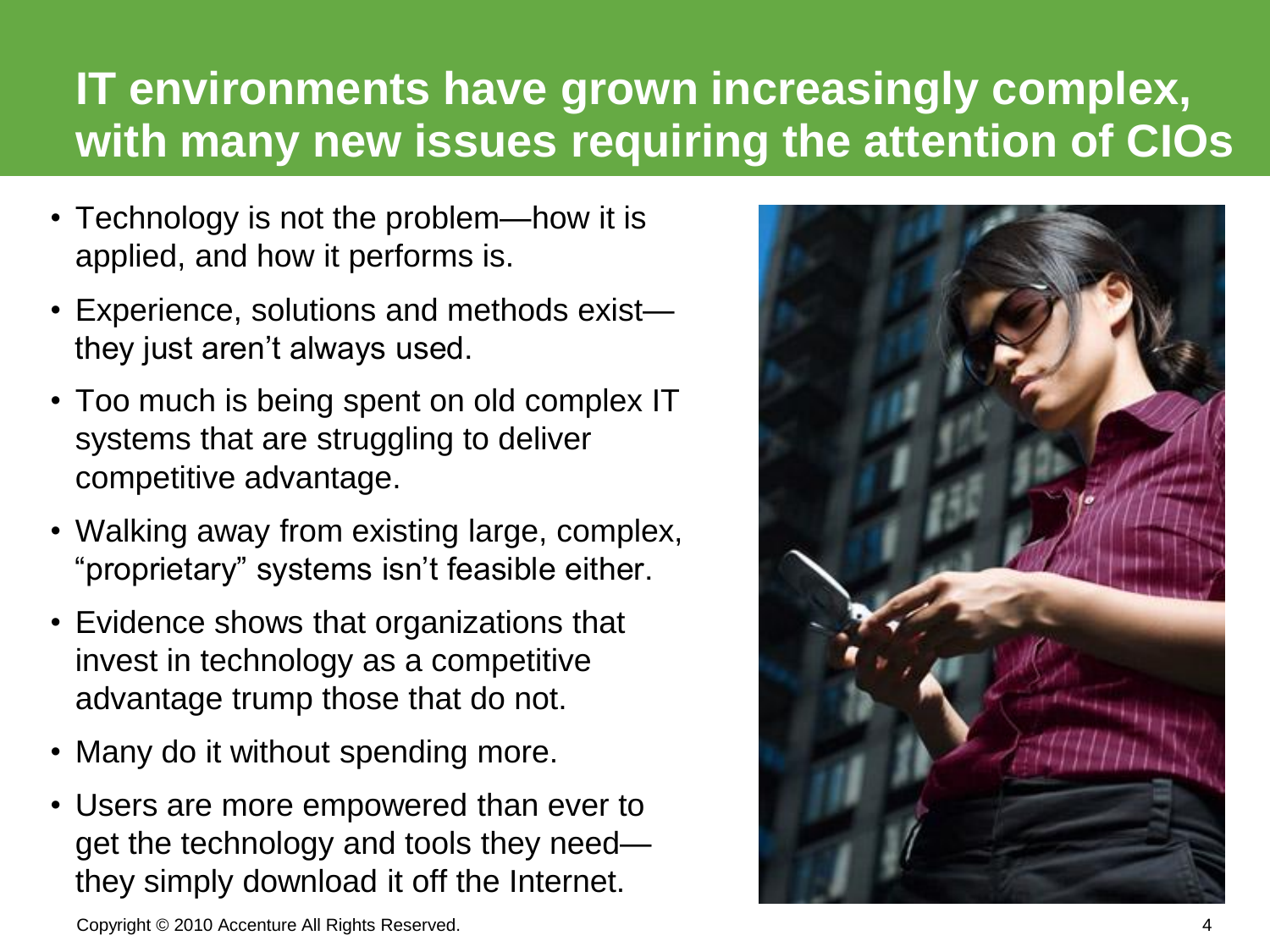# IT environments have grown increasingly complex, with many new issues requiring the attention of CIOs

- Technology is not the problem—how it is applied, and how it performs is.
- Experience, solutions and methods exist—they just aren't always used.
- Too much is being spent on old complex IT systems that are struggling to deliver competitive advantage.
- Walking away from existing large, complex, "proprietary" systems isn't feasible either.
- Evidence shows that organizations that invest in technology as a competitive advantage trump those that do not.
- Many do it without spending more.
- Users are more empowered than ever to get the technology and tools they need—they simply download it off the Internet.

Copyright © 2010 Accenture All Rights Reserved.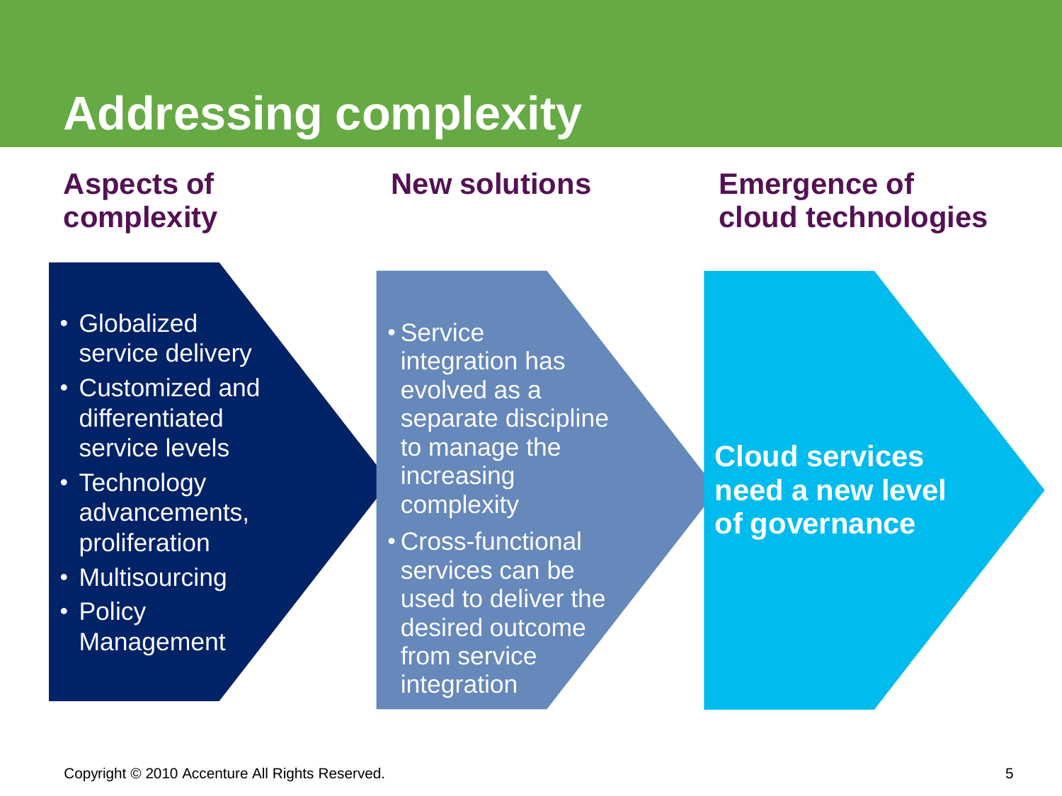# Addressing complexity

## Aspects of complexity

- Globalized service delivery
- Customized and differentiated service levels
- Technology advancements, proliferation
- Multisourcing
- Policy Management

## New solutions

- Service integration has evolved as a separate discipline to manage the increasing complexity
- Cross-functional services can be used to deliver the desired outcome from service integration

## Emergence of cloud technologies

**Cloud services need a new level of governance**

Copyright © 2010 Accenture All Rights Reserved.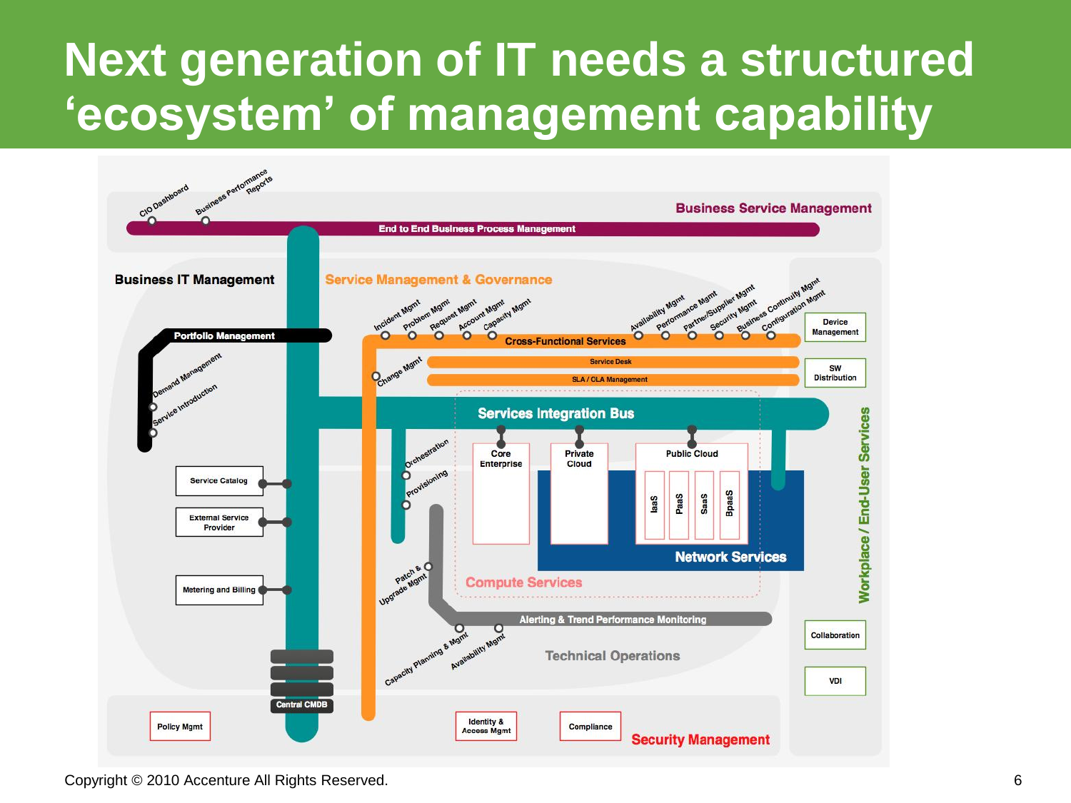# Next generation of IT needs a structured 'ecosystem' of management capability

**Business Service Management**

- CIO Dashboard
- Business Performance Reports
- End to End Business Process Management

**Business IT Management**

- Portfolio Management
  - Demand Management
  - Service Introduction
- Service Catalog
- External Service Provider
- Metering and Billing
- Central CMDB

**Service Management & Governance**

- Cross-Functional Services
  - Incident Mgmt
  - Problem Mgmt
  - Request Mgmt
  - Account Mgmt
  - Capacity Mgmt
  - Availability Mgmt
  - Performance Mgmt
  - Partner/Supplier Mgmt
  - Security Mgmt
  - Business Continuity Mgmt
  - Configuration Mgmt
- Change Mgmt
- Service Desk
- SLA / OLA Management

**Services Integration Bus**

- Orchestration
- Provisioning
- Core Enterprise
- Private Cloud
- Public Cloud
  - IaaS
  - PaaS
  - SaaS
  - BpaaS
- Network Services
- Compute Services

**Technical Operations**

- Patch & Upgrade Mgmt
- Alerting & Trend Performance Monitoring
- Capacity Planning & Mgmt
- Availability Mgmt

**Workplace / End-User Services**

- Device Management
- SW Distribution
- Collaboration
- VDI

**Security Management**

- Policy Mgmt
- Identity & Access Mgmt
- Compliance

Copyright © 2010 Accenture All Rights Reserved.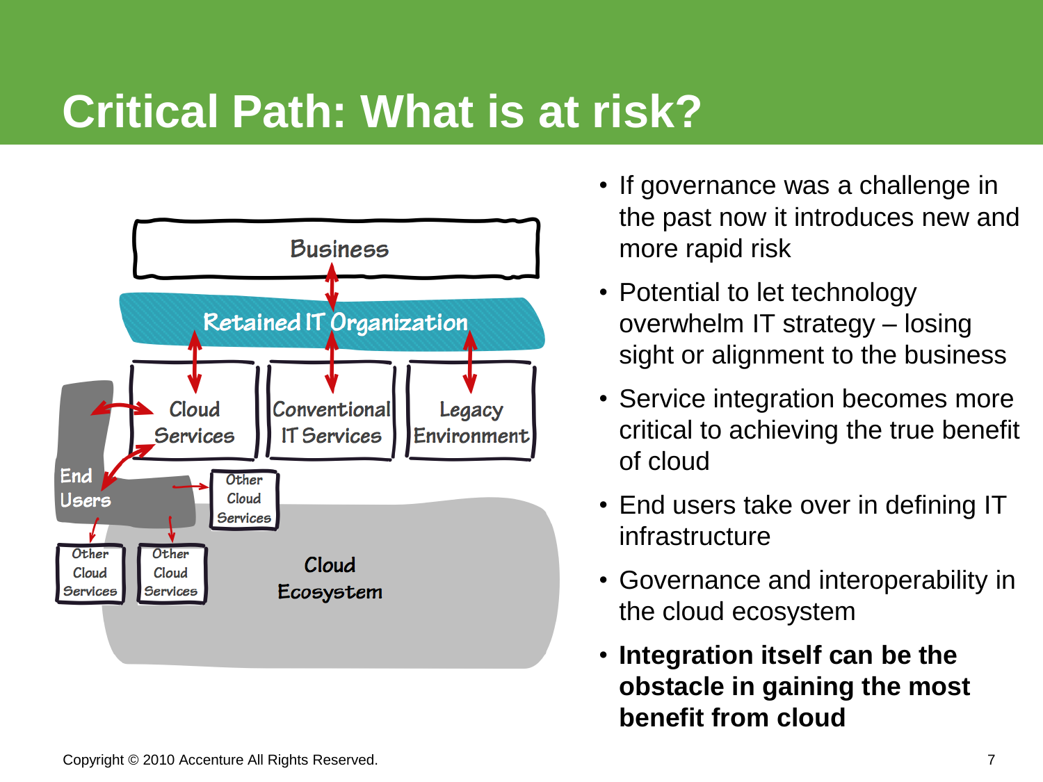# Critical Path: What is at risk?

Business

Retained IT Organization

Cloud Services

Conventional IT Services

Legacy Environment

End Users

Other Cloud Services

Other Cloud Services

Other Cloud Services

Cloud Ecosystem

- If governance was a challenge in the past now it introduces new and more rapid risk
- Potential to let technology overwhelm IT strategy – losing sight or alignment to the business
- Service integration becomes more critical to achieving the true benefit of cloud
- End users take over in defining IT infrastructure
- Governance and interoperability in the cloud ecosystem
- **Integration itself can be the obstacle in gaining the most benefit from cloud**

Copyright © 2010 Accenture All Rights Reserved.